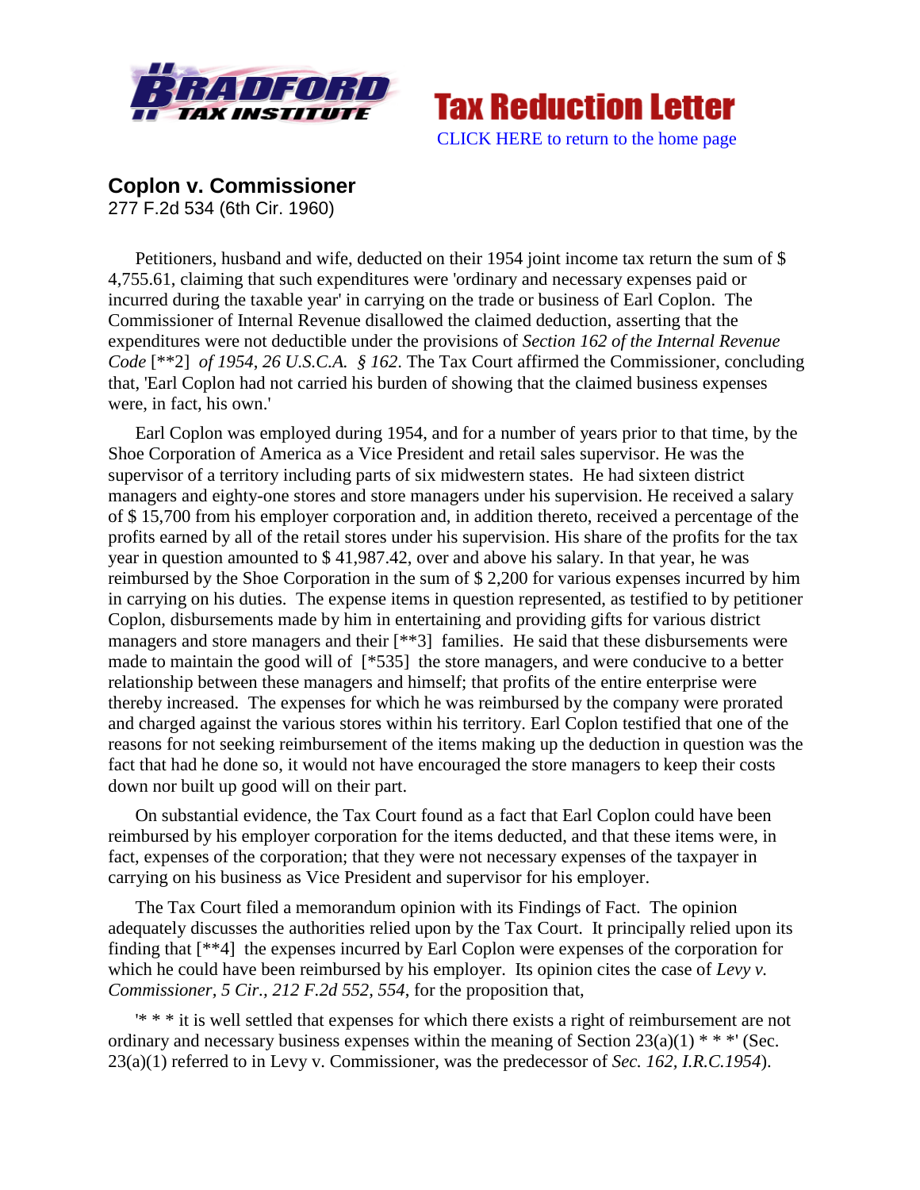Tax Reduction Letter

CLICK HERE to return to the home page

## Coplon v. Commissioner

277 F.2d 534 (6th Cir. 1960)

Petitioners, husband and wife, deducted on their 1954 joint income tax return the sum of $ 4,755.61, claiming that such expenditures were 'ordinary and necessary expenses paid or incurred during the taxable year' in carrying on the trade or business of Earl Coplon. The Commissioner of Internal Revenue disallowed the claimed deduction, asserting that the expenditures were not deductible under the provisions of *Section 162 of the Internal Revenue Code* [**2] *of 1954, 26 U.S.C.A. § 162*. The Tax Court affirmed the Commissioner, concluding that, 'Earl Coplon had not carried his burden of showing that the claimed business expenses were, in fact, his own.'

Earl Coplon was employed during 1954, and for a number of years prior to that time, by the Shoe Corporation of America as a Vice President and retail sales supervisor. He was the supervisor of a territory including parts of six midwestern states. He had sixteen district managers and eighty-one stores and store managers under his supervision. He received a salary of $ 15,700 from his employer corporation and, in addition thereto, received a percentage of the profits earned by all of the retail stores under his supervision. His share of the profits for the tax year in question amounted to $ 41,987.42, over and above his salary. In that year, he was reimbursed by the Shoe Corporation in the sum of $ 2,200 for various expenses incurred by him in carrying on his duties. The expense items in question represented, as testified to by petitioner Coplon, disbursements made by him in entertaining and providing gifts for various district managers and store managers and their [**3] families. He said that these disbursements were made to maintain the good will of [*535] the store managers, and were conducive to a better relationship between these managers and himself; that profits of the entire enterprise were thereby increased. The expenses for which he was reimbursed by the company were prorated and charged against the various stores within his territory. Earl Coplon testified that one of the reasons for not seeking reimbursement of the items making up the deduction in question was the fact that had he done so, it would not have encouraged the store managers to keep their costs down nor built up good will on their part.

On substantial evidence, the Tax Court found as a fact that Earl Coplon could have been reimbursed by his employer corporation for the items deducted, and that these items were, in fact, expenses of the corporation; that they were not necessary expenses of the taxpayer in carrying on his business as Vice President and supervisor for his employer.

The Tax Court filed a memorandum opinion with its Findings of Fact. The opinion adequately discusses the authorities relied upon by the Tax Court. It principally relied upon its finding that [**4] the expenses incurred by Earl Coplon were expenses of the corporation for which he could have been reimbursed by his employer. Its opinion cites the case of *Levy v. Commissioner, 5 Cir., 212 F.2d 552, 554*, for the proposition that,

'* * * it is well settled that expenses for which there exists a right of reimbursement are not ordinary and necessary business expenses within the meaning of Section 23(a)(1) * * *' (Sec. 23(a)(1) referred to in Levy v. Commissioner, was the predecessor of *Sec. 162, I.R.C.1954*).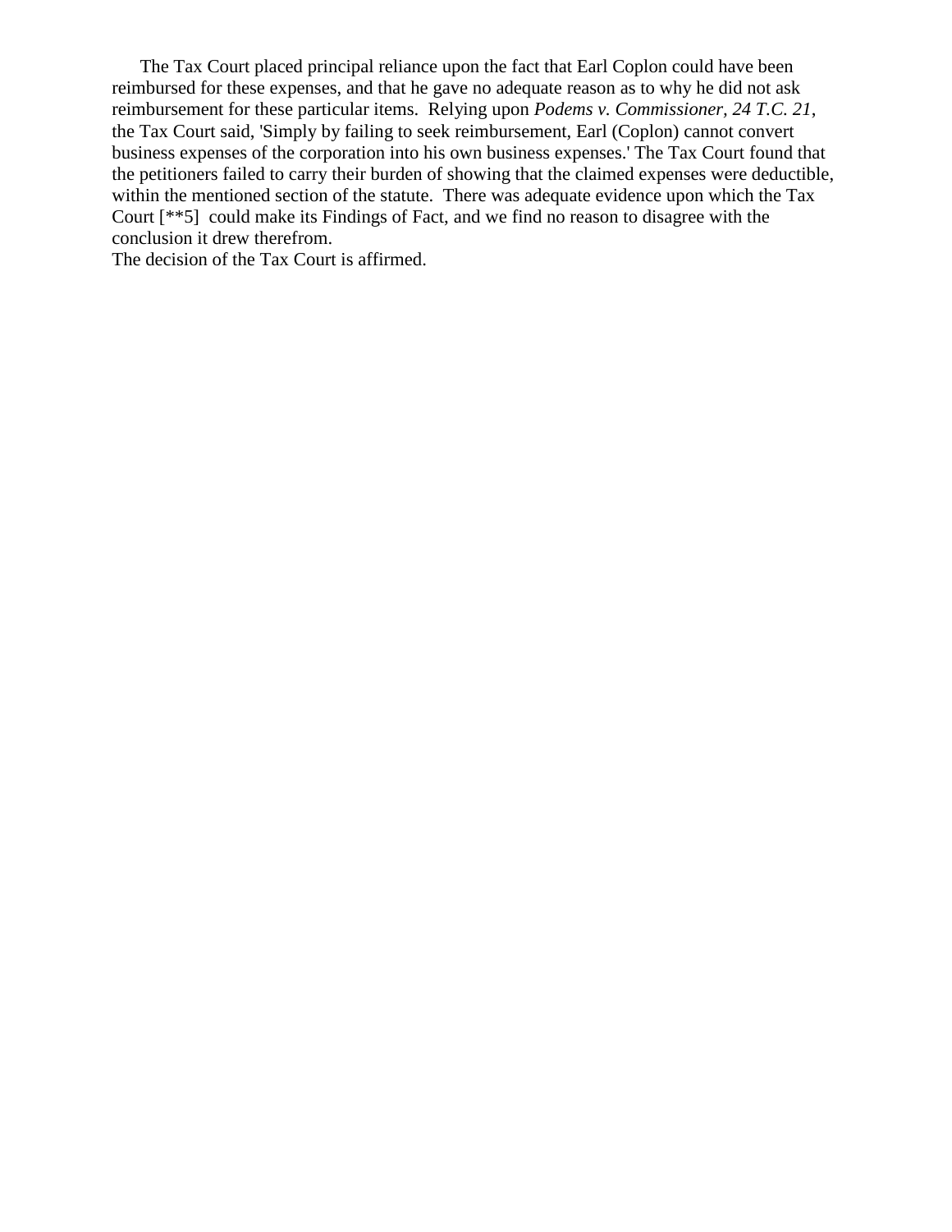The Tax Court placed principal reliance upon the fact that Earl Coplon could have been reimbursed for these expenses, and that he gave no adequate reason as to why he did not ask reimbursement for these particular items. Relying upon *Podems v. Commissioner, 24 T.C. 21*, the Tax Court said, 'Simply by failing to seek reimbursement, Earl (Coplon) cannot convert business expenses of the corporation into his own business expenses.' The Tax Court found that the petitioners failed to carry their burden of showing that the claimed expenses were deductible, within the mentioned section of the statute. There was adequate evidence upon which the Tax Court [**5] could make its Findings of Fact, and we find no reason to disagree with the conclusion it drew therefrom.

The decision of the Tax Court is affirmed.